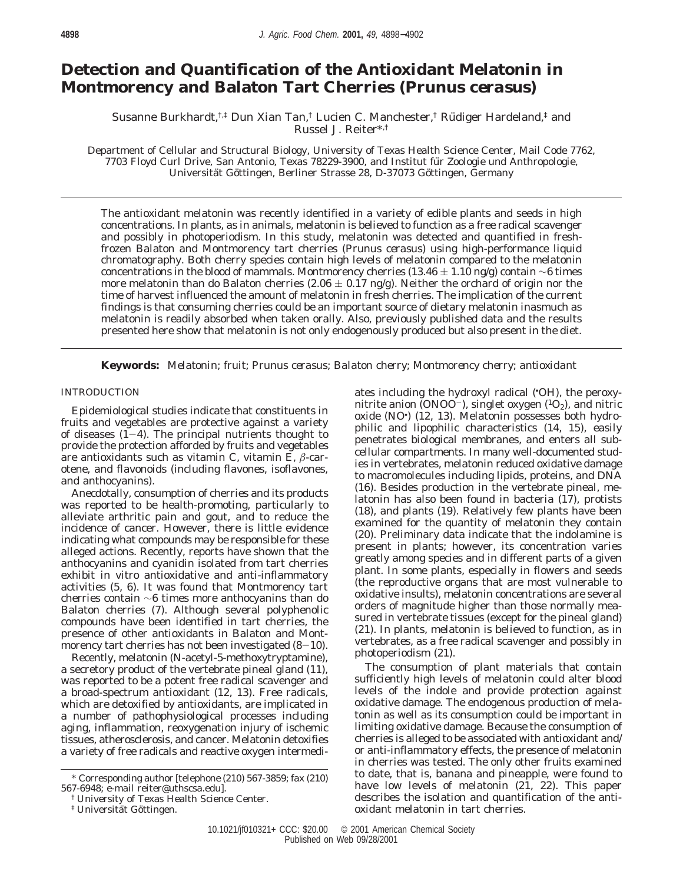# Detection and Quantification of the Antioxidant Melatonin in Montmorency and Balaton Tart Cherries (*Prunus cerasus*)

Susanne Burkhardt,[†,‡] Dun Xian Tan,[†] Lucien C. Manchester,[†] Rüdiger Hardeland,[‡] and Russel J. Reiter*,[†]

Department of Cellular and Structural Biology, University of Texas Health Science Center, Mail Code 7762, 7703 Floyd Curl Drive, San Antonio, Texas 78229-3900, and Institut für Zoologie und Anthropologie, Universität Göttingen, Berliner Strasse 28, D-37073 Göttingen, Germany

The antioxidant melatonin was recently identified in a variety of edible plants and seeds in high concentrations. In plants, as in animals, melatonin is believed to function as a free radical scavenger and possibly in photoperiodism. In this study, melatonin was detected and quantified in fresh-frozen Balaton and Montmorency tart cherries (*Prunus cerasus*) using high-performance liquid chromatography. Both cherry species contain high levels of melatonin compared to the melatonin concentrations in the blood of mammals. Montmorency cherries (13.46 ± 1.10 ng/g) contain ~6 times more melatonin than do Balaton cherries (2.06 ± 0.17 ng/g). Neither the orchard of origin nor the time of harvest influenced the amount of melatonin in fresh cherries. The implication of the current findings is that consuming cherries could be an important source of dietary melatonin inasmuch as melatonin is readily absorbed when taken orally. Also, previously published data and the results presented here show that melatonin is not only endogenously produced but also present in the diet.

**Keywords:** *Melatonin; fruit; Prunus cerasus; Balaton cherry; Montmorency cherry; antioxidant*

## INTRODUCTION

Epidemiological studies indicate that constituents in fruits and vegetables are protective against a variety of diseases (1−4). The principal nutrients thought to provide the protection afforded by fruits and vegetables are antioxidants such as vitamin C, vitamin E, β-carotene, and flavonoids (including flavones, isoflavones, and anthocyanins).

Anecdotally, consumption of cherries and its products was reported to be health-promoting, particularly to alleviate arthritic pain and gout, and to reduce the incidence of cancer. However, there is little evidence indicating what compounds may be responsible for these alleged actions. Recently, reports have shown that the anthocyanins and cyanidin isolated from tart cherries exhibit in vitro antioxidative and anti-inflammatory activities (5, 6). It was found that Montmorency tart cherries contain ~6 times more anthocyanins than do Balaton cherries (7). Although several polyphenolic compounds have been identified in tart cherries, the presence of other antioxidants in Balaton and Montmorency tart cherries has not been investigated (8−10).

Recently, melatonin (N-acetyl-5-methoxytryptamine), a secretory product of the vertebrate pineal gland (11), was reported to be a potent free radical scavenger and a broad-spectrum antioxidant (12, 13). Free radicals, which are detoxified by antioxidants, are implicated in a number of pathophysiological processes including aging, inflammation, reoxygenation injury of ischemic tissues, atherosclerosis, and cancer. Melatonin detoxifies a variety of free radicals and reactive oxygen intermediates including the hydroxyl radical (•OH), the peroxynitrite anion ($ONOO^-$), singlet oxygen ($^1O_2$), and nitric oxide (NO•) (12, 13). Melatonin possesses both hydrophilic and lipophilic characteristics (14, 15), easily penetrates biological membranes, and enters all subcellular compartments. In many well-documented studies in vertebrates, melatonin reduced oxidative damage to macromolecules including lipids, proteins, and DNA (16). Besides production in the vertebrate pineal, melatonin has also been found in bacteria (17), protists (18), and plants (19). Relatively few plants have been examined for the quantity of melatonin they contain (20). Preliminary data indicate that the indolamine is present in plants; however, its concentration varies greatly among species and in different parts of a given plant. In some plants, especially in flowers and seeds (the reproductive organs that are most vulnerable to oxidative insults), melatonin concentrations are several orders of magnitude higher than those normally measured in vertebrate tissues (except for the pineal gland) (21). In plants, melatonin is believed to function, as in vertebrates, as a free radical scavenger and possibly in photoperiodism (21).

The consumption of plant materials that contain sufficiently high levels of melatonin could alter blood levels of the indole and provide protection against oxidative damage. The endogenous production of melatonin as well as its consumption could be important in limiting oxidative damage. Because the consumption of cherries is alleged to be associated with antioxidant and/or anti-inflammatory effects, the presence of melatonin in cherries was tested. The only other fruits examined to date, that is, banana and pineapple, were found to have low levels of melatonin (21, 22). This paper describes the isolation and quantification of the antioxidant melatonin in tart cherries.

\* Corresponding author [telephone (210) 567-3859; fax (210) 567-6948; e-mail reiter@uthscsa.edu].

† University of Texas Health Science Center.

‡ Universität Göttingen.

10.1021/jf010321+ CCC: $20.00 © 2001 American Chemical Society
Published on Web 09/28/2001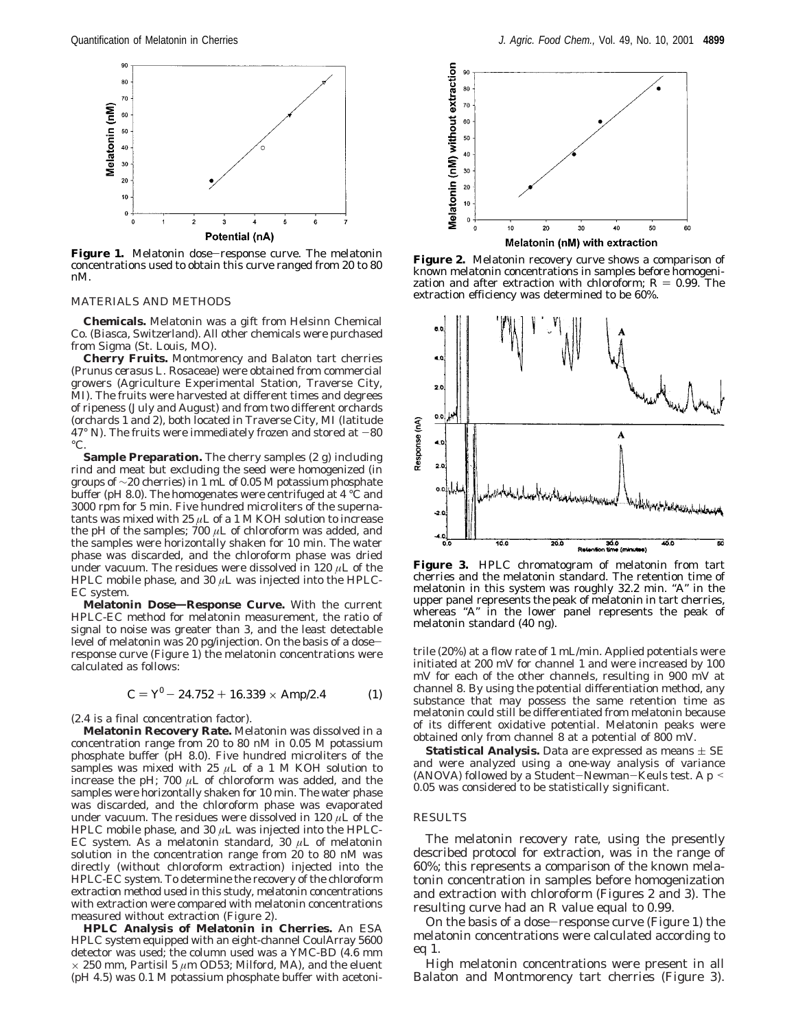**Figure 1.** Melatonin dose–response curve. The melatonin concentrations used to obtain this curve ranged from 20 to 80 nM.

## MATERIALS AND METHODS

**Chemicals.** Melatonin was a gift from Helsinn Chemical Co. (Biasca, Switzerland). All other chemicals were purchased from Sigma (St. Louis, MO).

**Cherry Fruits.** Montmorency and Balaton tart cherries (*Prunus cerasus* L. Rosaceae) were obtained from commercial growers (Agriculture Experimental Station, Traverse City, MI). The fruits were harvested at different times and degrees of ripeness (July and August) and from two different orchards (orchards 1 and 2), both located in Traverse City, MI (latitude 47° N). The fruits were immediately frozen and stored at −80 °C.

**Sample Preparation.** The cherry samples (2 g) including rind and meat but excluding the seed were homogenized (in groups of ∼20 cherries) in 1 mL of 0.05 M potassium phosphate buffer (pH 8.0). The homogenates were centrifuged at 4 °C and 3000 rpm for 5 min. Five hundred microliters of the supernatants was mixed with 25 μL of a 1 M KOH solution to increase the pH of the samples; 700 μL of chloroform was added, and the samples were horizontally shaken for 10 min. The water phase was discarded, and the chloroform phase was dried under vacuum. The residues were dissolved in 120 μL of the HPLC mobile phase, and 30 μL was injected into the HPLC-EC system.

**Melatonin Dose—Response Curve.** With the current HPLC-EC method for melatonin measurement, the ratio of signal to noise was greater than 3, and the least detectable level of melatonin was 20 pg/injection. On the basis of a dose–response curve (Figure 1) the melatonin concentrations were calculated as follows:

$$C = Y^0 - 24.752 + 16.339 \times \text{Amp}/2.4 \qquad (1)$$

(2.4 is a final concentration factor).

**Melatonin Recovery Rate.** Melatonin was dissolved in a concentration range from 20 to 80 nM in 0.05 M potassium phosphate buffer (pH 8.0). Five hundred microliters of the samples was mixed with 25 μL of a 1 M KOH solution to increase the pH; 700 μL of chloroform was added, and the samples were horizontally shaken for 10 min. The water phase was discarded, and the chloroform phase was evaporated under vacuum. The residues were dissolved in 120 μL of the HPLC mobile phase, and 30 μL was injected into the HPLC-EC system. As a melatonin standard, 30 μL of melatonin solution in the concentration range from 20 to 80 nM was directly (without chloroform extraction) injected into the HPLC-EC system. To determine the recovery of the chloroform extraction method used in this study, melatonin concentrations with extraction were compared with melatonin concentrations measured without extraction (Figure 2).

**HPLC Analysis of Melatonin in Cherries.** An ESA HPLC system equipped with an eight-channel CoulArray 5600 detector was used; the column used was a YMC-BD (4.6 mm × 250 mm, Partisil 5 μm OD53; Milford, MA), and the eluent (pH 4.5) was 0.1 M potassium phosphate buffer with acetonitrile (20%) at a flow rate of 1 mL/min. Applied potentials were initiated at 200 mV for channel 1 and were increased by 100 mV for each of the other channels, resulting in 900 mV at channel 8. By using the potential differentiation method, any substance that may possess the same retention time as melatonin could still be differentiated from melatonin because of its different oxidative potential. Melatonin peaks were obtained only from channel 8 at a potential of 800 mV.

**Figure 2.** Melatonin recovery curve shows a comparison of known melatonin concentrations in samples before homogenization and after extraction with chloroform; $R = 0.99$. The extraction efficiency was determined to be 60%.

**Figure 3.** HPLC chromatogram of melatonin from tart cherries and the melatonin standard. The retention time of melatonin in this system was roughly 32.2 min. "A" in the upper panel represents the peak of melatonin in tart cherries, whereas "A" in the lower panel represents the peak of melatonin standard (40 ng).

**Statistical Analysis.** Data are expressed as means ± SE and were analyzed using a one-way analysis of variance (ANOVA) followed by a Student–Newman–Keuls test. A $p < 0.05$ was considered to be statistically significant.

## RESULTS

The melatonin recovery rate, using the presently described protocol for extraction, was in the range of 60%; this represents a comparison of the known melatonin concentration in samples before homogenization and extraction with chloroform (Figures 2 and 3). The resulting curve had an R value equal to 0.99.

On the basis of a dose–response curve (Figure 1) the melatonin concentrations were calculated according to eq 1.

High melatonin concentrations were present in all Balaton and Montmorency tart cherries (Figure 3).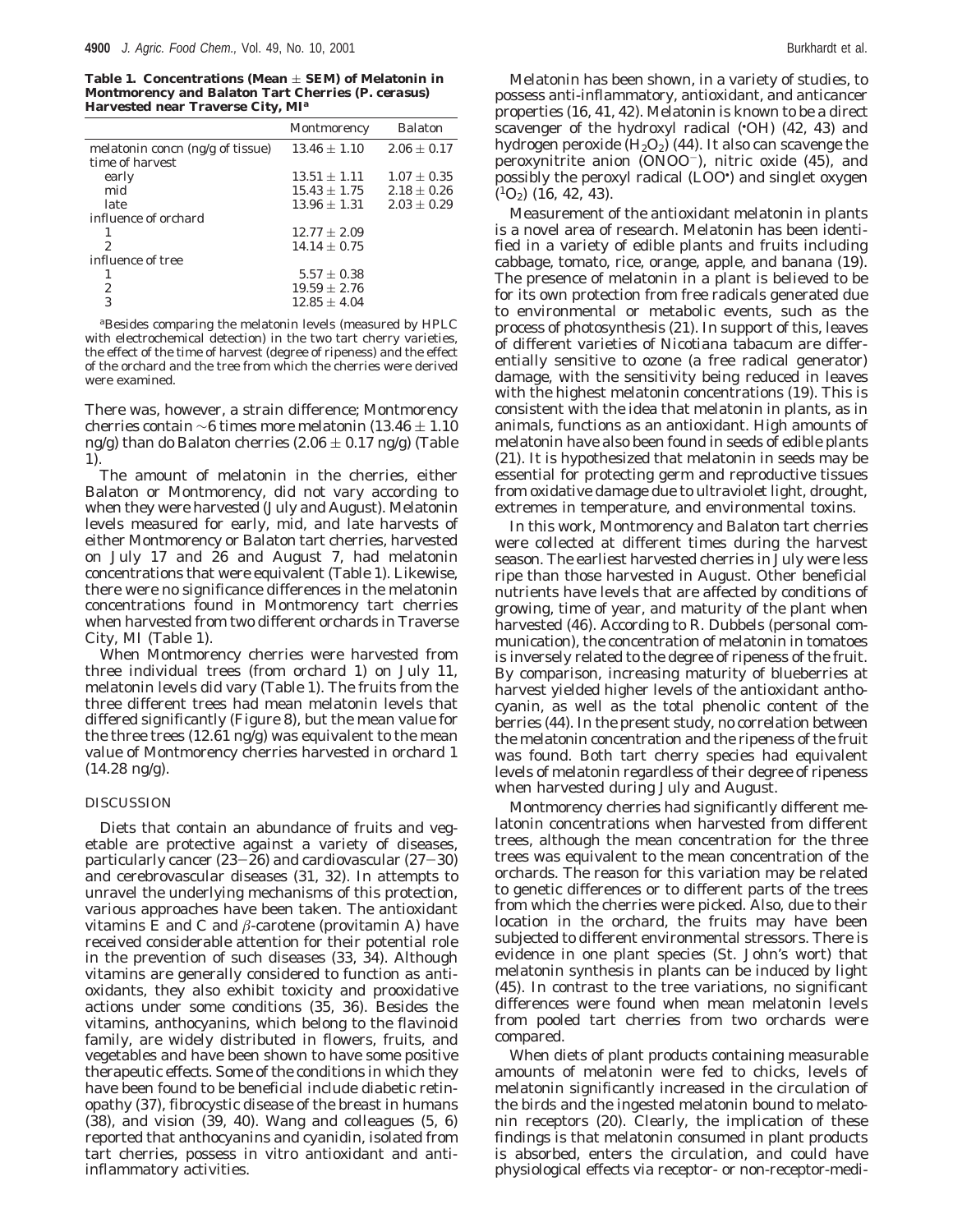**Table 1. Concentrations (Mean ± SEM) of Melatonin in Montmorency and Balaton Tart Cherries (*P. cerasus*) Harvested near Traverse City, MI[a]**

| | Montmorency | Balaton |
|---|---|---|
| melatonin concn (ng/g of tissue) | 13.46 ± 1.10 | 2.06 ± 0.17 |
| time of harvest | | |
| early | 13.51 ± 1.11 | 1.07 ± 0.35 |
| mid | 15.43 ± 1.75 | 2.18 ± 0.26 |
| late | 13.96 ± 1.31 | 2.03 ± 0.29 |
| influence of orchard | | |
| 1 | 12.77 ± 2.09 | |
| 2 | 14.14 ± 0.75 | |
| influence of tree | | |
| 1 | 5.57 ± 0.38 | |
| 2 | 19.59 ± 2.76 | |
| 3 | 12.85 ± 4.04 | |

[a]Besides comparing the melatonin levels (measured by HPLC with electrochemical detection) in the two tart cherry varieties, the effect of the time of harvest (degree of ripeness) and the effect of the orchard and the tree from which the cherries were derived were examined.

There was, however, a strain difference; Montmorency cherries contain ~6 times more melatonin (13.46 ± 1.10 ng/g) than do Balaton cherries (2.06 ± 0.17 ng/g) (Table 1).

The amount of melatonin in the cherries, either Balaton or Montmorency, did not vary according to when they were harvested (July and August). Melatonin levels measured for early, mid, and late harvests of either Montmorency or Balaton tart cherries, harvested on July 17 and 26 and August 7, had melatonin concentrations that were equivalent (Table 1). Likewise, there were no significance differences in the melatonin concentrations found in Montmorency tart cherries when harvested from two different orchards in Traverse City, MI (Table 1).

When Montmorency cherries were harvested from three individual trees (from orchard 1) on July 11, melatonin levels did vary (Table 1). The fruits from the three different trees had mean melatonin levels that differed significantly (Figure 8), but the mean value for the three trees (12.61 ng/g) was equivalent to the mean value of Montmorency cherries harvested in orchard 1 (14.28 ng/g).

## DISCUSSION

Diets that contain an abundance of fruits and vegetable are protective against a variety of diseases, particularly cancer (23−26) and cardiovascular (27−30) and cerebrovascular diseases (31, 32). In attempts to unravel the underlying mechanisms of this protection, various approaches have been taken. The antioxidant vitamins E and C and β-carotene (provitamin A) have received considerable attention for their potential role in the prevention of such diseases (33, 34). Although vitamins are generally considered to function as antioxidants, they also exhibit toxicity and prooxidative actions under some conditions (35, 36). Besides the vitamins, anthocyanins, which belong to the flavinoid family, are widely distributed in flowers, fruits, and vegetables and have been shown to have some positive therapeutic effects. Some of the conditions in which they have been found to be beneficial include diabetic retinopathy (37), fibrocystic disease of the breast in humans (38), and vision (39, 40). Wang and colleagues (5, 6) reported that anthocyanins and cyanidin, isolated from tart cherries, possess in vitro antioxidant and anti-inflammatory activities.

Melatonin has been shown, in a variety of studies, to possess anti-inflammatory, antioxidant, and anticancer properties (16, 41, 42). Melatonin is known to be a direct scavenger of the hydroxyl radical ($^{\bullet}OH$) (42, 43) and hydrogen peroxide ($H_2O_2$) (44). It also can scavenge the peroxynitrite anion ($ONOO^-$), nitric oxide (45), and possibly the peroxyl radical ($LOO^{\bullet}$) and singlet oxygen ($^1O_2$) (16, 42, 43).

Measurement of the antioxidant melatonin in plants is a novel area of research. Melatonin has been identified in a variety of edible plants and fruits including cabbage, tomato, rice, orange, apple, and banana (19). The presence of melatonin in a plant is believed to be for its own protection from free radicals generated due to environmental or metabolic events, such as the process of photosynthesis (21). In support of this, leaves of different varieties of *Nicotiana tabacum* are differentially sensitive to ozone (a free radical generator) damage, with the sensitivity being reduced in leaves with the highest melatonin concentrations (19). This is consistent with the idea that melatonin in plants, as in animals, functions as an antioxidant. High amounts of melatonin have also been found in seeds of edible plants (21). It is hypothesized that melatonin in seeds may be essential for protecting germ and reproductive tissues from oxidative damage due to ultraviolet light, drought, extremes in temperature, and environmental toxins.

In this work, Montmorency and Balaton tart cherries were collected at different times during the harvest season. The earliest harvested cherries in July were less ripe than those harvested in August. Other beneficial nutrients have levels that are affected by conditions of growing, time of year, and maturity of the plant when harvested (46). According to R. Dubbels (personal communication), the concentration of melatonin in tomatoes is inversely related to the degree of ripeness of the fruit. By comparison, increasing maturity of blueberries at harvest yielded higher levels of the antioxidant anthocyanin, as well as the total phenolic content of the berries (44). In the present study, no correlation between the melatonin concentration and the ripeness of the fruit was found. Both tart cherry species had equivalent levels of melatonin regardless of their degree of ripeness when harvested during July and August.

Montmorency cherries had significantly different melatonin concentrations when harvested from different trees, although the mean concentration for the three trees was equivalent to the mean concentration of the orchards. The reason for this variation may be related to genetic differences or to different parts of the trees from which the cherries were picked. Also, due to their location in the orchard, the fruits may have been subjected to different environmental stressors. There is evidence in one plant species (St. John's wort) that melatonin synthesis in plants can be induced by light (45). In contrast to the tree variations, no significant differences were found when mean melatonin levels from pooled tart cherries from two orchards were compared.

When diets of plant products containing measurable amounts of melatonin were fed to chicks, levels of melatonin significantly increased in the circulation of the birds and the ingested melatonin bound to melatonin receptors (20). Clearly, the implication of these findings is that melatonin consumed in plant products is absorbed, enters the circulation, and could have physiological effects via receptor- or non-receptor-medi-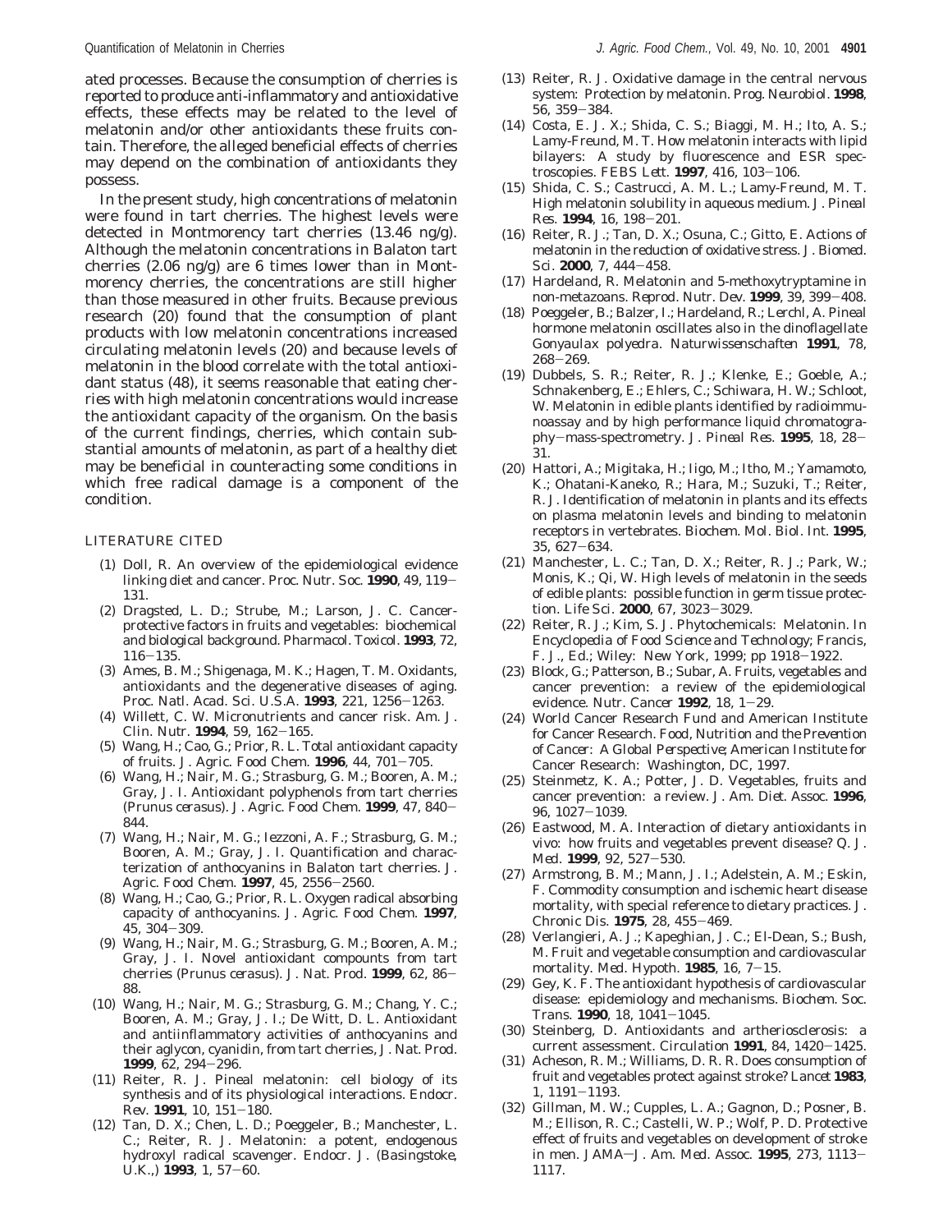ated processes. Because the consumption of cherries is reported to produce anti-inflammatory and antioxidative effects, these effects may be related to the level of melatonin and/or other antioxidants these fruits contain. Therefore, the alleged beneficial effects of cherries may depend on the combination of antioxidants they possess.

In the present study, high concentrations of melatonin were found in tart cherries. The highest levels were detected in Montmorency tart cherries (13.46 ng/g). Although the melatonin concentrations in Balaton tart cherries (2.06 ng/g) are 6 times lower than in Montmorency cherries, the concentrations are still higher than those measured in other fruits. Because previous research (20) found that the consumption of plant products with low melatonin concentrations increased circulating melatonin levels (20) and because levels of melatonin in the blood correlate with the total antioxidant status (48), it seems reasonable that eating cherries with high melatonin concentrations would increase the antioxidant capacity of the organism. On the basis of the current findings, cherries, which contain substantial amounts of melatonin, as part of a healthy diet may be beneficial in counteracting some conditions in which free radical damage is a component of the condition.

## LITERATURE CITED

(1) Doll, R. An overview of the epidemiological evidence linking diet and cancer. *Proc. Nutr. Soc.* **1990**, *49*, 119–131.

(2) Dragsted, L. D.; Strube, M.; Larson, J. C. Cancer-protective factors in fruits and vegetables: biochemical and biological background. *Pharmacol. Toxicol.* **1993**, *72*, 116–135.

(3) Ames, B. M.; Shigenaga, M. K.; Hagen, T. M. Oxidants, antioxidants and the degenerative diseases of aging. *Proc. Natl. Acad. Sci. U.S.A.* **1993**, *221*, 1256–1263.

(4) Willett, C. W. Micronutrients and cancer risk. *Am. J. Clin. Nutr.* **1994**, *59*, 162–165.

(5) Wang, H.; Cao, G.; Prior, R. L. Total antioxidant capacity of fruits. *J. Agric. Food Chem.* **1996**, *44*, 701–705.

(6) Wang, H.; Nair, M. G.; Strasburg, G. M.; Booren, A. M.; Gray, J. I. Antioxidant polyphenols from tart cherries (*Prunus cerasus*). *J. Agric. Food Chem.* **1999**, *47*, 840–844.

(7) Wang, H.; Nair, M. G.; Iezzoni, A. F.; Strasburg, G. M.; Booren, A. M.; Gray, J. I. Quantification and characterization of anthocyanins in Balaton tart cherries. *J. Agric. Food Chem.* **1997**, *45*, 2556–2560.

(8) Wang, H.; Cao, G.; Prior, R. L. Oxygen radical absorbing capacity of anthocyanins. *J. Agric. Food Chem.* **1997**, *45*, 304–309.

(9) Wang, H.; Nair, M. G.; Strasburg, G. M.; Booren, A. M.; Gray, J. I. Novel antioxidant compounds from tart cherries (*Prunus cerasus*). *J. Nat. Prod.* **1999**, *62*, 86–88.

(10) Wang, H.; Nair, M. G.; Strasburg, G. M.; Chang, Y. C.; Booren, A. M.; Gray, J. I.; De Witt, D. L. Antioxidant and antiinflammatory activities of anthocyanins and their aglycon, cyanidin, from tart cherries, *J. Nat. Prod.* **1999**, *62*, 294–296.

(11) Reiter, R. J. Pineal melatonin: cell biology of its synthesis and of its physiological interactions. *Endocr. Rev.* **1991**, *10*, 151–180.

(12) Tan, D. X.; Chen, L. D.; Poeggeler, B.; Manchester, L. C.; Reiter, R. J. Melatonin: a potent, endogenous hydroxyl radical scavenger. *Endocr. J. (Basingstoke, U.K.,)* **1993**, *1*, 57–60.

(13) Reiter, R. J. Oxidative damage in the central nervous system: Protection by melatonin. *Prog. Neurobiol.* **1998**, *56*, 359–384.

(14) Costa, E. J. X.; Shida, C. S.; Biaggi, M. H.; Ito, A. S.; Lamy-Freund, M. T. How melatonin interacts with lipid bilayers: A study by fluorescence and ESR spectroscopies. *FEBS Lett.* **1997**, *416*, 103–106.

(15) Shida, C. S.; Castrucci, A. M. L.; Lamy-Freund, M. T. High melatonin solubility in aqueous medium. *J. Pineal Res.* **1994**, *16*, 198–201.

(16) Reiter, R. J.; Tan, D. X.; Osuna, C.; Gitto, E. Actions of melatonin in the reduction of oxidative stress. *J. Biomed. Sci.* **2000**, *7*, 444–458.

(17) Hardeland, R. Melatonin and 5-methoxytryptamine in non-metazoans. *Reprod. Nutr. Dev.* **1999**, *39*, 399–408.

(18) Poeggeler, B.; Balzer, I.; Hardeland, R.; Lerchl, A. Pineal hormone melatonin oscillates also in the dinoflagellate *Gonyaulax polyedra*. *Naturwissenschaften* **1991**, *78*, 268–269.

(19) Dubbels, S. R.; Reiter, R. J.; Klenke, E.; Goeble, A.; Schnakenberg, E.; Ehlers, C.; Schiwara, H. W.; Schloot, W. Melatonin in edible plants identified by radioimmunoassay and by high performance liquid chromatography–mass-spectrometry. *J. Pineal Res.* **1995**, *18*, 28–31.

(20) Hattori, A.; Migitaka, H.; Iigo, M.; Itho, M.; Yamamoto, K.; Ohatani-Kaneko, R.; Hara, M.; Suzuki, T.; Reiter, R. J. Identification of melatonin in plants and its effects on plasma melatonin levels and binding to melatonin receptors in vertebrates. *Biochem. Mol. Biol. Int.* **1995**, *35*, 627–634.

(21) Manchester, L. C.; Tan, D. X.; Reiter, R. J.; Park, W.; Monis, K.; Qi, W. High levels of melatonin in the seeds of edible plants: possible function in germ tissue protection. *Life Sci.* **2000**, *67*, 3023–3029.

(22) Reiter, R. J.; Kim, S. J. Phytochemicals: Melatonin. In *Encyclopedia of Food Science and Technology*; Francis, F. J., Ed.; Wiley: New York, 1999; pp 1918–1922.

(23) Block, G.; Patterson, B.; Subar, A. Fruits, vegetables and cancer prevention: a review of the epidemiological evidence. *Nutr. Cancer* **1992**, *18*, 1–29.

(24) World Cancer Research Fund and American Institute for Cancer Research. *Food, Nutrition and the Prevention of Cancer: A Global Perspective*; American Institute for Cancer Research: Washington, DC, 1997.

(25) Steinmetz, K. A.; Potter, J. D. Vegetables, fruits and cancer prevention: a review. *J. Am. Diet. Assoc.* **1996**, *96*, 1027–1039.

(26) Eastwood, M. A. Interaction of dietary antioxidants in vivo: how fruits and vegetables prevent disease? *Q. J. Med.* **1999**, *92*, 527–530.

(27) Armstrong, B. M.; Mann, J. I.; Adelstein, A. M.; Eskin, F. Commodity consumption and ischemic heart disease mortality, with special reference to dietary practices. *J. Chronic Dis.* **1975**, *28*, 455–469.

(28) Verlangieri, A. J.; Kapeghian, J. C.; El-Dean, S.; Bush, M. Fruit and vegetable consumption and cardiovascular mortality. *Med. Hypoth.* **1985**, *16*, 7–15.

(29) Gey, K. F. The antioxidant hypothesis of cardiovascular disease: epidemiology and mechanisms. *Biochem. Soc. Trans.* **1990**, *18*, 1041–1045.

(30) Steinberg, D. Antioxidants and artheriosclerosis: a current assessment. *Circulation* **1991**, *84*, 1420–1425.

(31) Acheson, R. M.; Williams, D. R. R. Does consumption of fruit and vegetables protect against stroke? *Lancet* **1983**, *1*, 1191–1193.

(32) Gillman, M. W.; Cupples, L. A.; Gagnon, D.; Posner, B. M.; Ellison, R. C.; Castelli, W. P.; Wolf, P. D. Protective effect of fruits and vegetables on development of stroke in men. *JAMA—J. Am. Med. Assoc.* **1995**, *273*, 1113–1117.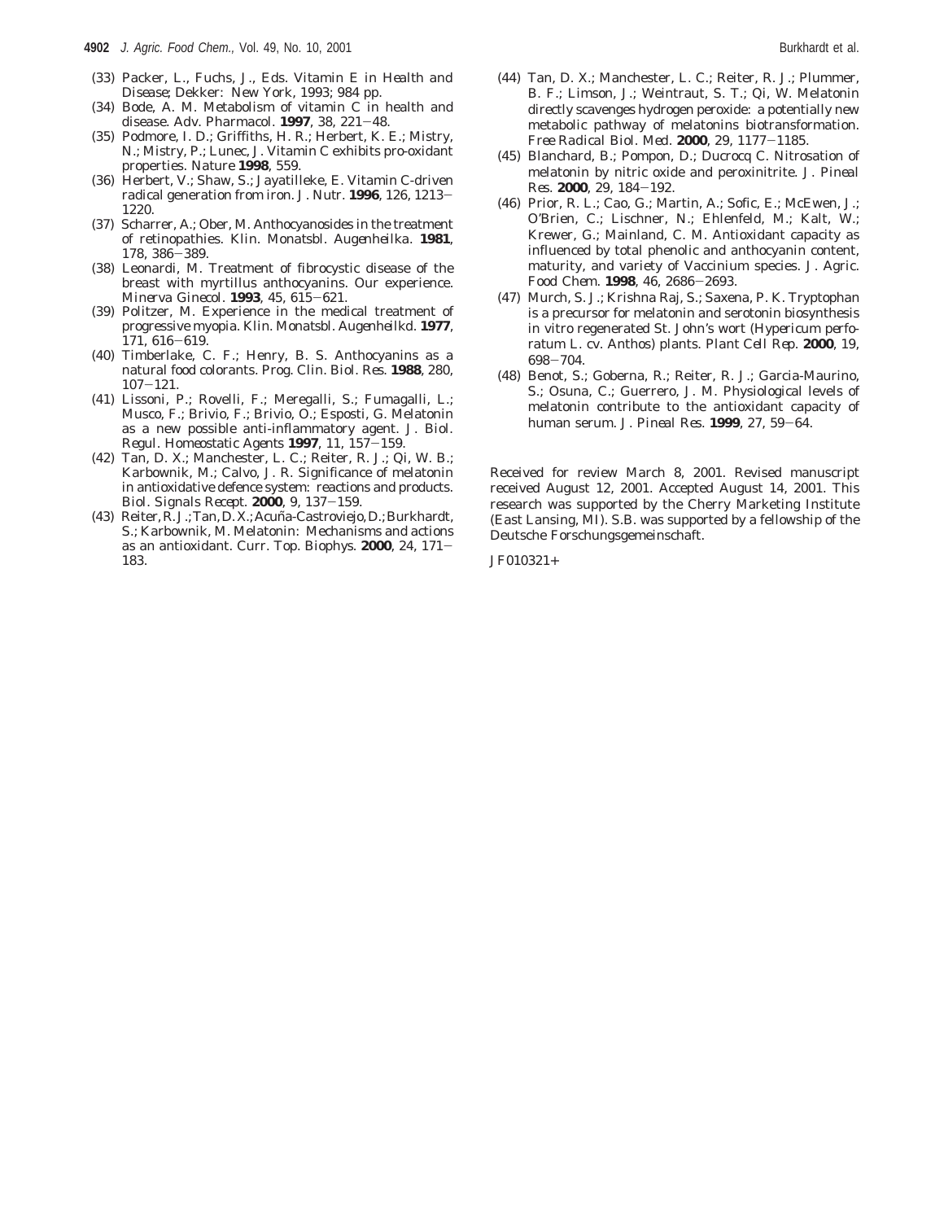(33) Packer, L., Fuchs, J., Eds. *Vitamin E in Health and Disease*; Dekker: New York, 1993; 984 pp.

(34) Bode, A. M. Metabolism of vitamin C in health and disease. *Adv. Pharmacol.* **1997**, 38, 221−48.

(35) Podmore, I. D.; Griffiths, H. R.; Herbert, K. E.; Mistry, N.; Mistry, P.; Lunec, J. Vitamin C exhibits pro-oxidant properties. *Nature* **1998**, 559.

(36) Herbert, V.; Shaw, S.; Jayatilleke, E. Vitamin C-driven radical generation from iron. *J. Nutr.* **1996**, 126, 1213−1220.

(37) Scharrer, A.; Ober, M. Anthocyanosides in the treatment of retinopathies. *Klin. Monatsbl. Augenheilka.* **1981**, 178, 386−389.

(38) Leonardi, M. Treatment of fibrocystic disease of the breast with myrtillus anthocyanins. Our experience. *Minerva Ginecol.* **1993**, 45, 615−621.

(39) Politzer, M. Experience in the medical treatment of progressive myopia. *Klin. Monatsbl. Augenheilkd.* **1977**, 171, 616−619.

(40) Timberlake, C. F.; Henry, B. S. Anthocyanins as a natural food colorants. *Prog. Clin. Biol. Res.* **1988**, 280, 107−121.

(41) Lissoni, P.; Rovelli, F.; Meregalli, S.; Fumagalli, L.; Musco, F.; Brivio, F.; Brivio, O.; Esposti, G. Melatonin as a new possible anti-inflammatory agent. *J. Biol. Regul. Homeostatic Agents* **1997**, 11, 157−159.

(42) Tan, D. X.; Manchester, L. C.; Reiter, R. J.; Qi, W. B.; Karbownik, M.; Calvo, J. R. Significance of melatonin in antioxidative defence system: reactions and products. *Biol. Signals Recept.* **2000**, 9, 137−159.

(43) Reiter, R. J.; Tan, D. X.; Acuña-Castroviejo, D.; Burkhardt, S.; Karbownik, M. Melatonin: Mechanisms and actions as an antioxidant. *Curr. Top. Biophys.* **2000**, 24, 171−183.

(44) Tan, D. X.; Manchester, L. C.; Reiter, R. J.; Plummer, B. F.; Limson, J.; Weintraut, S. T.; Qi, W. Melatonin directly scavenges hydrogen peroxide: a potentially new metabolic pathway of melatonins biotransformation. *Free Radical Biol. Med.* **2000**, 29, 1177−1185.

(45) Blanchard, B.; Pompon, D.; Ducrocq C. Nitrosation of melatonin by nitric oxide and peroxinitrite. *J. Pineal Res.* **2000**, 29, 184−192.

(46) Prior, R. L.; Cao, G.; Martin, A.; Sofic, E.; McEwen, J.; O'Brien, C.; Lischner, N.; Ehlenfeld, M.; Kalt, W.; Krewer, G.; Mainland, C. M. Antioxidant capacity as influenced by total phenolic and anthocyanin content, maturity, and variety of Vaccinium species. *J. Agric. Food Chem.* **1998**, 46, 2686−2693.

(47) Murch, S. J.; Krishna Raj, S.; Saxena, P. K. Tryptophan is a precursor for melatonin and serotonin biosynthesis in vitro regenerated St. John's wort (*Hypericum perforatum* L. cv. Anthos) plants. *Plant Cell Rep.* **2000**, 19, 698−704.

(48) Benot, S.; Goberna, R.; Reiter, R. J.; Garcia-Maurino, S.; Osuna, C.; Guerrero, J. M. Physiological levels of melatonin contribute to the antioxidant capacity of human serum. *J. Pineal Res.* **1999**, 27, 59−64.

*Received for review March 8, 2001. Revised manuscript received August 12, 2001. Accepted August 14, 2001. This research was supported by the Cherry Marketing Institute (East Lansing, MI). S.B. was supported by a fellowship of the Deutsche Forschungsgemeinschaft.*

JF010321+